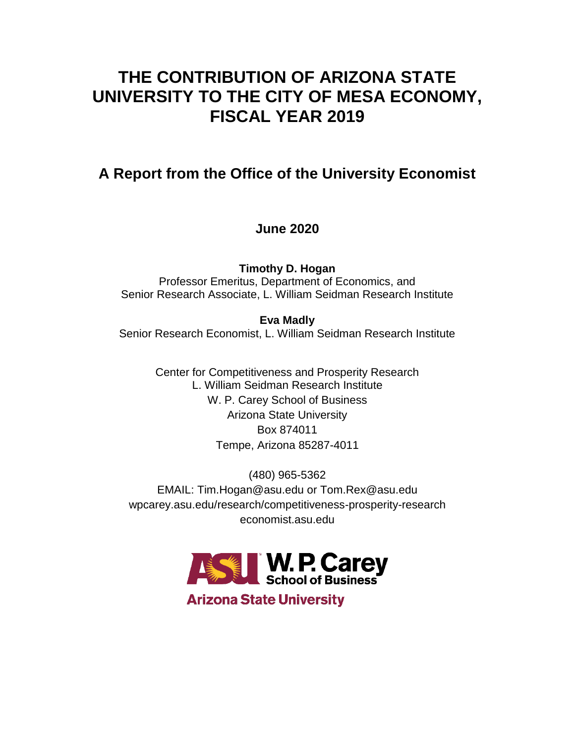# THE CONTRIBUTION OF ARIZONA STATE UNIVERSITY TO THE CITY OF MESA ECONOMY, FISCAL YEAR 2019

## A Report from the Office of the University Economist

**June 2020**

**Timothy D. Hogan**
Professor Emeritus, Department of Economics, and
Senior Research Associate, L. William Seidman Research Institute

**Eva Madly**
Senior Research Economist, L. William Seidman Research Institute

Center for Competitiveness and Prosperity Research
L. William Seidman Research Institute
W. P. Carey School of Business
Arizona State University
Box 874011
Tempe, Arizona 85287-4011

(480) 965-5362
EMAIL: Tim.Hogan@asu.edu or Tom.Rex@asu.edu
wpcarey.asu.edu/research/competitiveness-prosperity-research
economist.asu.edu

ASU W. P. Carey School of Business
Arizona State University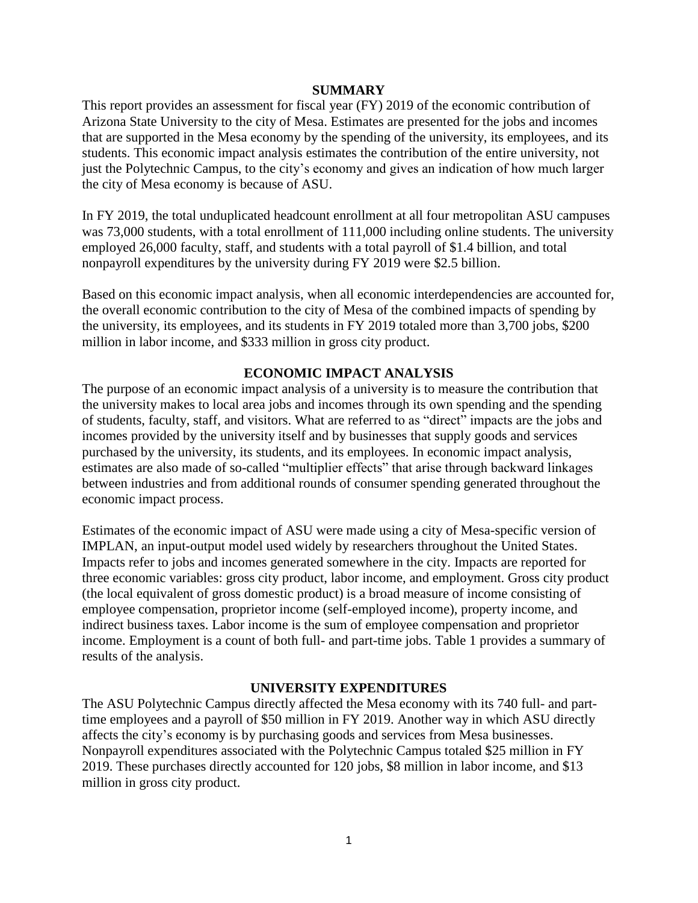## SUMMARY

This report provides an assessment for fiscal year (FY) 2019 of the economic contribution of Arizona State University to the city of Mesa. Estimates are presented for the jobs and incomes that are supported in the Mesa economy by the spending of the university, its employees, and its students. This economic impact analysis estimates the contribution of the entire university, not just the Polytechnic Campus, to the city's economy and gives an indication of how much larger the city of Mesa economy is because of ASU.

In FY 2019, the total unduplicated headcount enrollment at all four metropolitan ASU campuses was 73,000 students, with a total enrollment of 111,000 including online students. The university employed 26,000 faculty, staff, and students with a total payroll of \$1.4 billion, and total nonpayroll expenditures by the university during FY 2019 were \$2.5 billion.

Based on this economic impact analysis, when all economic interdependencies are accounted for, the overall economic contribution to the city of Mesa of the combined impacts of spending by the university, its employees, and its students in FY 2019 totaled more than 3,700 jobs, \$200 million in labor income, and \$333 million in gross city product.

## ECONOMIC IMPACT ANALYSIS

The purpose of an economic impact analysis of a university is to measure the contribution that the university makes to local area jobs and incomes through its own spending and the spending of students, faculty, staff, and visitors. What are referred to as "direct" impacts are the jobs and incomes provided by the university itself and by businesses that supply goods and services purchased by the university, its students, and its employees. In economic impact analysis, estimates are also made of so-called "multiplier effects" that arise through backward linkages between industries and from additional rounds of consumer spending generated throughout the economic impact process.

Estimates of the economic impact of ASU were made using a city of Mesa-specific version of IMPLAN, an input-output model used widely by researchers throughout the United States. Impacts refer to jobs and incomes generated somewhere in the city. Impacts are reported for three economic variables: gross city product, labor income, and employment. Gross city product (the local equivalent of gross domestic product) is a broad measure of income consisting of employee compensation, proprietor income (self-employed income), property income, and indirect business taxes. Labor income is the sum of employee compensation and proprietor income. Employment is a count of both full- and part-time jobs. Table 1 provides a summary of results of the analysis.

## UNIVERSITY EXPENDITURES

The ASU Polytechnic Campus directly affected the Mesa economy with its 740 full- and part-time employees and a payroll of \$50 million in FY 2019. Another way in which ASU directly affects the city's economy is by purchasing goods and services from Mesa businesses. Nonpayroll expenditures associated with the Polytechnic Campus totaled \$25 million in FY 2019. These purchases directly accounted for 120 jobs, \$8 million in labor income, and \$13 million in gross city product.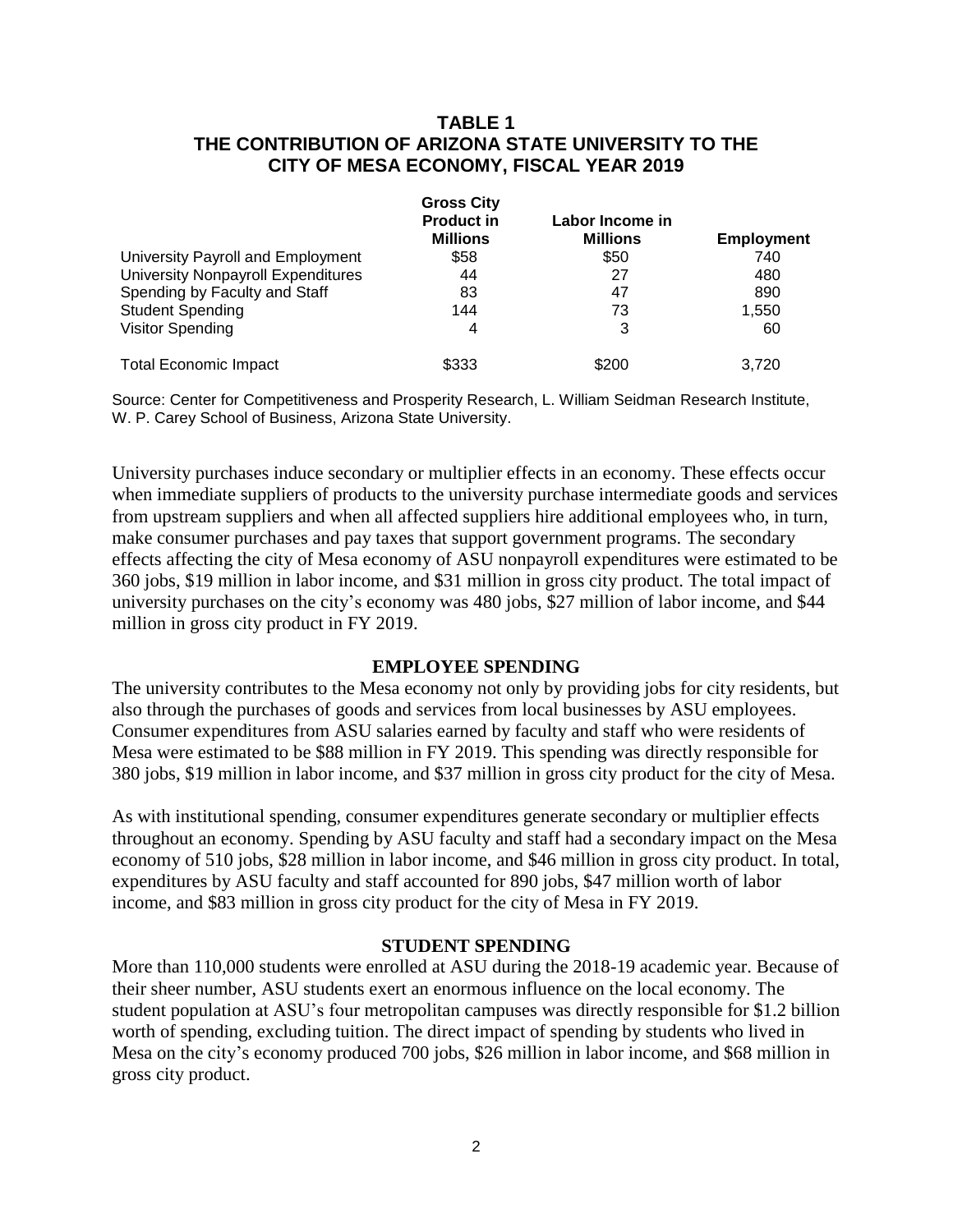**TABLE 1**
**THE CONTRIBUTION OF ARIZONA STATE UNIVERSITY TO THE CITY OF MESA ECONOMY, FISCAL YEAR 2019**

| | Gross City Product in Millions | Labor Income in Millions | Employment |
|---|---|---|---|
| University Payroll and Employment | $58 | $50 | 740 |
| University Nonpayroll Expenditures | 44 | 27 | 480 |
| Spending by Faculty and Staff | 83 | 47 | 890 |
| Student Spending | 144 | 73 | 1,550 |
| Visitor Spending | 4 | 3 | 60 |
| Total Economic Impact | $333 | $200 | 3,720 |

Source: Center for Competitiveness and Prosperity Research, L. William Seidman Research Institute, W. P. Carey School of Business, Arizona State University.

University purchases induce secondary or multiplier effects in an economy. These effects occur when immediate suppliers of products to the university purchase intermediate goods and services from upstream suppliers and when all affected suppliers hire additional employees who, in turn, make consumer purchases and pay taxes that support government programs. The secondary effects affecting the city of Mesa economy of ASU nonpayroll expenditures were estimated to be 360 jobs, $19 million in labor income, and $31 million in gross city product. The total impact of university purchases on the city's economy was 480 jobs, $27 million of labor income, and $44 million in gross city product in FY 2019.

## EMPLOYEE SPENDING

The university contributes to the Mesa economy not only by providing jobs for city residents, but also through the purchases of goods and services from local businesses by ASU employees. Consumer expenditures from ASU salaries earned by faculty and staff who were residents of Mesa were estimated to be $88 million in FY 2019. This spending was directly responsible for 380 jobs, $19 million in labor income, and $37 million in gross city product for the city of Mesa.

As with institutional spending, consumer expenditures generate secondary or multiplier effects throughout an economy. Spending by ASU faculty and staff had a secondary impact on the Mesa economy of 510 jobs, $28 million in labor income, and $46 million in gross city product. In total, expenditures by ASU faculty and staff accounted for 890 jobs, $47 million worth of labor income, and $83 million in gross city product for the city of Mesa in FY 2019.

## STUDENT SPENDING

More than 110,000 students were enrolled at ASU during the 2018-19 academic year. Because of their sheer number, ASU students exert an enormous influence on the local economy. The student population at ASU's four metropolitan campuses was directly responsible for $1.2 billion worth of spending, excluding tuition. The direct impact of spending by students who lived in Mesa on the city's economy produced 700 jobs, $26 million in labor income, and $68 million in gross city product.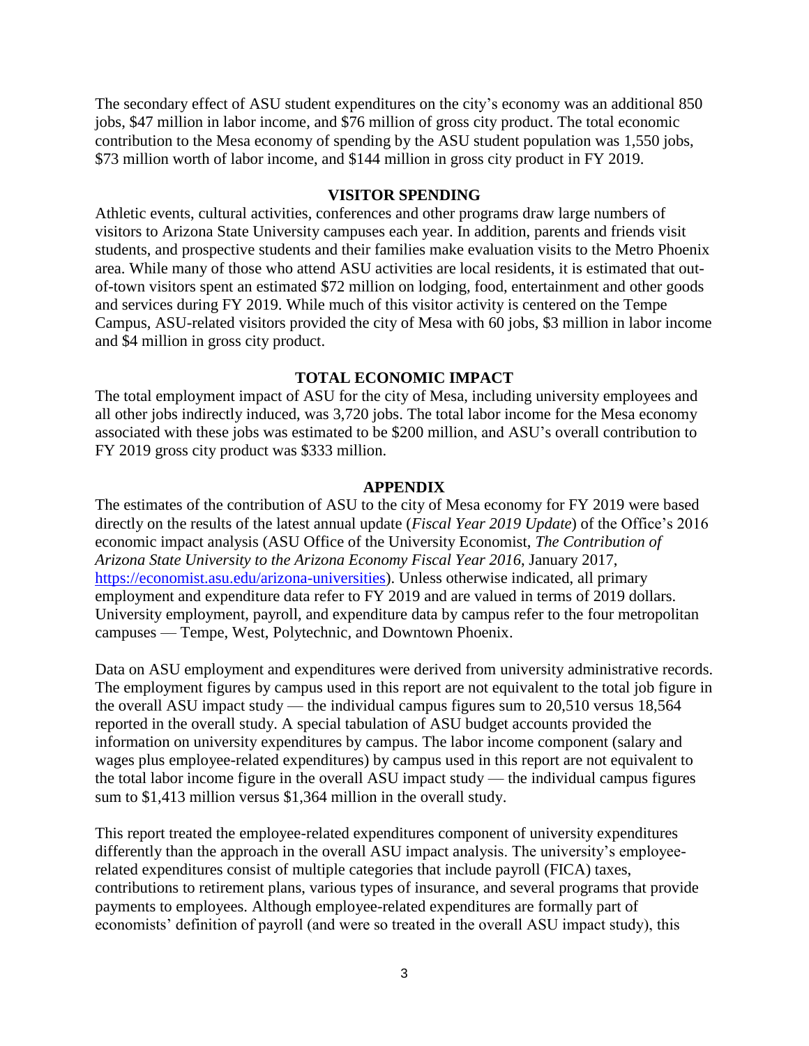The secondary effect of ASU student expenditures on the city's economy was an additional 850 jobs, $47 million in labor income, and $76 million of gross city product. The total economic contribution to the Mesa economy of spending by the ASU student population was 1,550 jobs, $73 million worth of labor income, and $144 million in gross city product in FY 2019.

## VISITOR SPENDING

Athletic events, cultural activities, conferences and other programs draw large numbers of visitors to Arizona State University campuses each year. In addition, parents and friends visit students, and prospective students and their families make evaluation visits to the Metro Phoenix area. While many of those who attend ASU activities are local residents, it is estimated that out-of-town visitors spent an estimated $72 million on lodging, food, entertainment and other goods and services during FY 2019. While much of this visitor activity is centered on the Tempe Campus, ASU-related visitors provided the city of Mesa with 60 jobs, $3 million in labor income and $4 million in gross city product.

## TOTAL ECONOMIC IMPACT

The total employment impact of ASU for the city of Mesa, including university employees and all other jobs indirectly induced, was 3,720 jobs. The total labor income for the Mesa economy associated with these jobs was estimated to be $200 million, and ASU's overall contribution to FY 2019 gross city product was $333 million.

## APPENDIX

The estimates of the contribution of ASU to the city of Mesa economy for FY 2019 were based directly on the results of the latest annual update (*Fiscal Year 2019 Update*) of the Office's 2016 economic impact analysis (ASU Office of the University Economist, *The Contribution of Arizona State University to the Arizona Economy Fiscal Year 2016*, January 2017, https://economist.asu.edu/arizona-universities). Unless otherwise indicated, all primary employment and expenditure data refer to FY 2019 and are valued in terms of 2019 dollars. University employment, payroll, and expenditure data by campus refer to the four metropolitan campuses — Tempe, West, Polytechnic, and Downtown Phoenix.

Data on ASU employment and expenditures were derived from university administrative records. The employment figures by campus used in this report are not equivalent to the total job figure in the overall ASU impact study — the individual campus figures sum to 20,510 versus 18,564 reported in the overall study. A special tabulation of ASU budget accounts provided the information on university expenditures by campus. The labor income component (salary and wages plus employee-related expenditures) by campus used in this report are not equivalent to the total labor income figure in the overall ASU impact study — the individual campus figures sum to $1,413 million versus $1,364 million in the overall study.

This report treated the employee-related expenditures component of university expenditures differently than the approach in the overall ASU impact analysis. The university's employee-related expenditures consist of multiple categories that include payroll (FICA) taxes, contributions to retirement plans, various types of insurance, and several programs that provide payments to employees. Although employee-related expenditures are formally part of economists' definition of payroll (and were so treated in the overall ASU impact study), this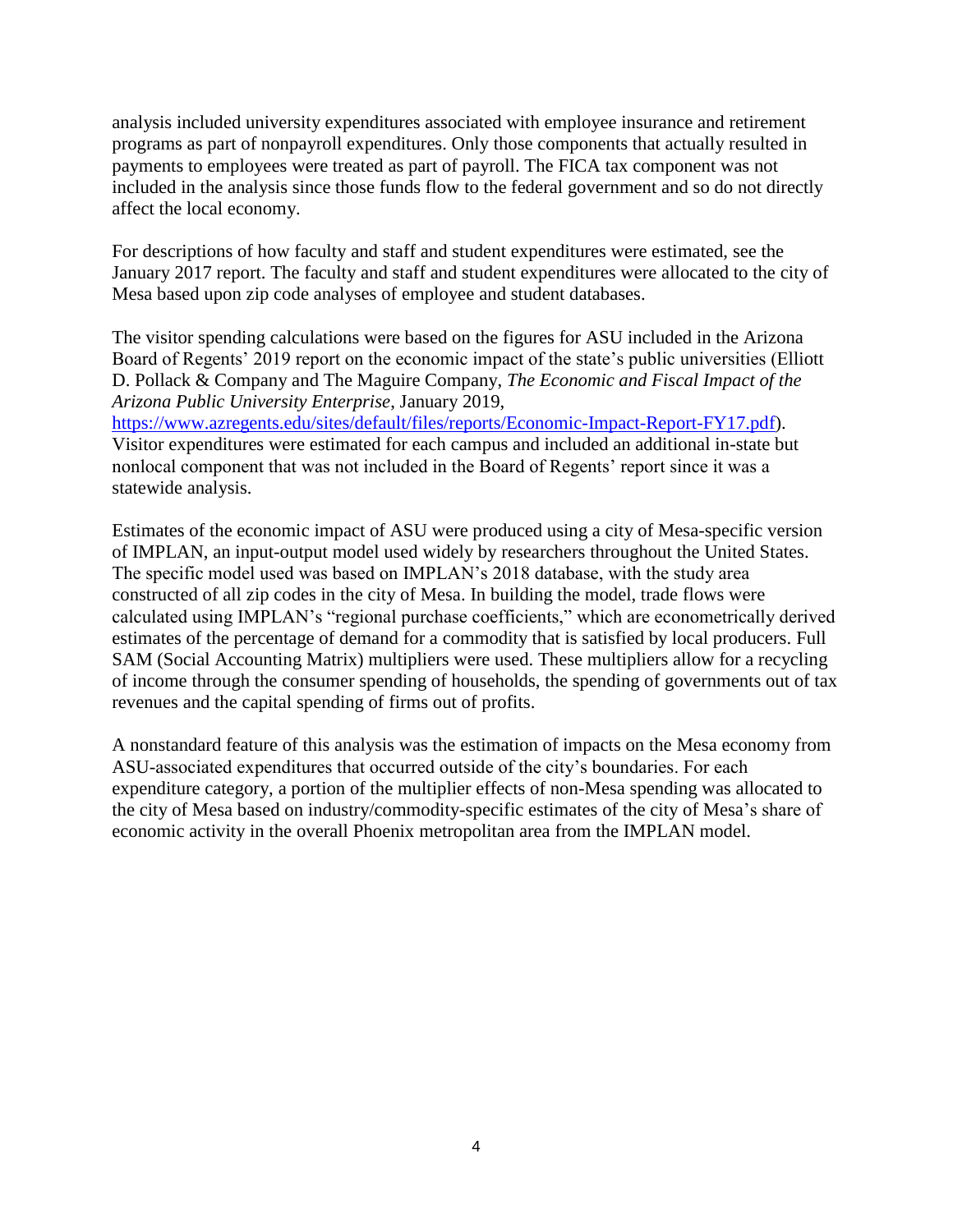analysis included university expenditures associated with employee insurance and retirement programs as part of nonpayroll expenditures. Only those components that actually resulted in payments to employees were treated as part of payroll. The FICA tax component was not included in the analysis since those funds flow to the federal government and so do not directly affect the local economy.

For descriptions of how faculty and staff and student expenditures were estimated, see the January 2017 report. The faculty and staff and student expenditures were allocated to the city of Mesa based upon zip code analyses of employee and student databases.

The visitor spending calculations were based on the figures for ASU included in the Arizona Board of Regents' 2019 report on the economic impact of the state's public universities (Elliott D. Pollack & Company and The Maguire Company, *The Economic and Fiscal Impact of the Arizona Public University Enterprise*, January 2019, [https://www.azregents.edu/sites/default/files/reports/Economic-Impact-Report-FY17.pdf](https://www.azregents.edu/sites/default/files/reports/Economic-Impact-Report-FY17.pdf)). Visitor expenditures were estimated for each campus and included an additional in-state but nonlocal component that was not included in the Board of Regents' report since it was a statewide analysis.

Estimates of the economic impact of ASU were produced using a city of Mesa-specific version of IMPLAN, an input-output model used widely by researchers throughout the United States. The specific model used was based on IMPLAN's 2018 database, with the study area constructed of all zip codes in the city of Mesa. In building the model, trade flows were calculated using IMPLAN's "regional purchase coefficients," which are econometrically derived estimates of the percentage of demand for a commodity that is satisfied by local producers. Full SAM (Social Accounting Matrix) multipliers were used. These multipliers allow for a recycling of income through the consumer spending of households, the spending of governments out of tax revenues and the capital spending of firms out of profits.

A nonstandard feature of this analysis was the estimation of impacts on the Mesa economy from ASU-associated expenditures that occurred outside of the city's boundaries. For each expenditure category, a portion of the multiplier effects of non-Mesa spending was allocated to the city of Mesa based on industry/commodity-specific estimates of the city of Mesa's share of economic activity in the overall Phoenix metropolitan area from the IMPLAN model.